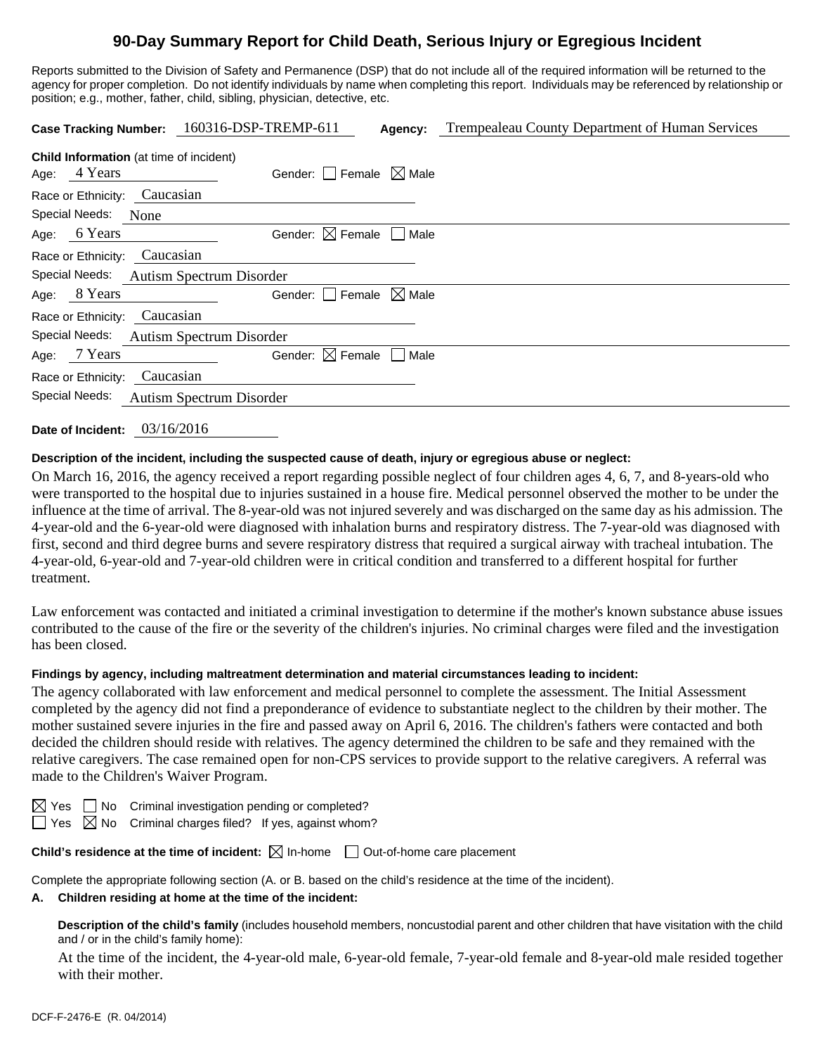# 90-Day Summary Report for Child Death, Serious Injury or Egregious Incident

Reports submitted to the Division of Safety and Permanence (DSP) that do not include all of the required information will be returned to the agency for proper completion. Do not identify individuals by name when completing this report. Individuals may be referenced by relationship or position; e.g., mother, father, child, sibling, physician, detective, etc.

**Case Tracking Number:** 160316-DSP-TREMP-611 **Agency:** Trempealeau County Department of Human Services

**Child Information** (at time of incident)

Age: 4 Years Gender: ☐ Female ☒ Male
Race or Ethnicity: Caucasian
Special Needs: None

Age: 6 Years Gender: ☒ Female ☐ Male
Race or Ethnicity: Caucasian
Special Needs: Autism Spectrum Disorder

Age: 8 Years Gender: ☐ Female ☒ Male
Race or Ethnicity: Caucasian
Special Needs: Autism Spectrum Disorder

Age: 7 Years Gender: ☒ Female ☐ Male
Race or Ethnicity: Caucasian
Special Needs: Autism Spectrum Disorder

**Date of Incident:** 03/16/2016

**Description of the incident, including the suspected cause of death, injury or egregious abuse or neglect:**

On March 16, 2016, the agency received a report regarding possible neglect of four children ages 4, 6, 7, and 8-years-old who were transported to the hospital due to injuries sustained in a house fire. Medical personnel observed the mother to be under the influence at the time of arrival. The 8-year-old was not injured severely and was discharged on the same day as his admission. The 4-year-old and the 6-year-old were diagnosed with inhalation burns and respiratory distress. The 7-year-old was diagnosed with first, second and third degree burns and severe respiratory distress that required a surgical airway with tracheal intubation. The 4-year-old, 6-year-old and 7-year-old children were in critical condition and transferred to a different hospital for further treatment.

Law enforcement was contacted and initiated a criminal investigation to determine if the mother's known substance abuse issues contributed to the cause of the fire or the severity of the children's injuries. No criminal charges were filed and the investigation has been closed.

**Findings by agency, including maltreatment determination and material circumstances leading to incident:**

The agency collaborated with law enforcement and medical personnel to complete the assessment. The Initial Assessment completed by the agency did not find a preponderance of evidence to substantiate neglect to the children by their mother. The mother sustained severe injuries in the fire and passed away on April 6, 2016. The children's fathers were contacted and both decided the children should reside with relatives. The agency determined the children to be safe and they remained with the relative caregivers. The case remained open for non-CPS services to provide support to the relative caregivers. A referral was made to the Children's Waiver Program.

☒ Yes ☐ No Criminal investigation pending or completed?
☐ Yes ☒ No Criminal charges filed? If yes, against whom?

**Child's residence at the time of incident:** ☒ In-home ☐ Out-of-home care placement

Complete the appropriate following section (A. or B. based on the child's residence at the time of the incident).

**A. Children residing at home at the time of the incident:**

**Description of the child's family** (includes household members, noncustodial parent and other children that have visitation with the child and / or in the child's family home):

At the time of the incident, the 4-year-old male, 6-year-old female, 7-year-old female and 8-year-old male resided together with their mother.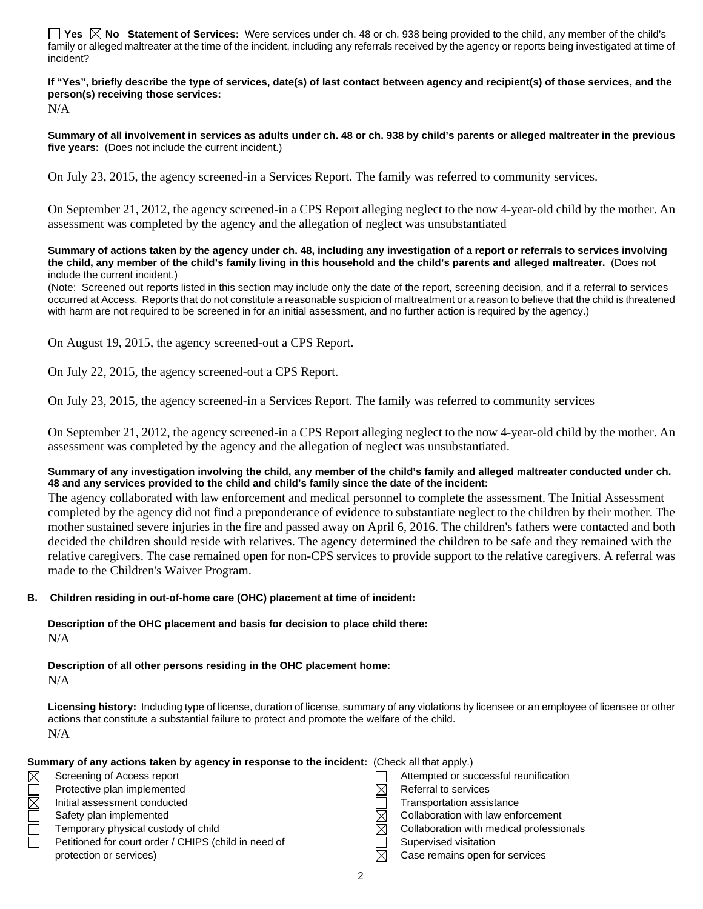☐ Yes ☒ No **Statement of Services:** Were services under ch. 48 or ch. 938 being provided to the child, any member of the child's family or alleged maltreater at the time of the incident, including any referrals received by the agency or reports being investigated at time of incident?

**If "Yes", briefly describe the type of services, date(s) of last contact between agency and recipient(s) of those services, and the person(s) receiving those services:**

N/A

**Summary of all involvement in services as adults under ch. 48 or ch. 938 by child's parents or alleged maltreater in the previous five years:** (Does not include the current incident.)

On July 23, 2015, the agency screened-in a Services Report. The family was referred to community services.

On September 21, 2012, the agency screened-in a CPS Report alleging neglect to the now 4-year-old child by the mother. An assessment was completed by the agency and the allegation of neglect was unsubstantiated

**Summary of actions taken by the agency under ch. 48, including any investigation of a report or referrals to services involving the child, any member of the child's family living in this household and the child's parents and alleged maltreater.** (Does not include the current incident.)

(Note: Screened out reports listed in this section may include only the date of the report, screening decision, and if a referral to services occurred at Access. Reports that do not constitute a reasonable suspicion of maltreatment or a reason to believe that the child is threatened with harm are not required to be screened in for an initial assessment, and no further action is required by the agency.)

On August 19, 2015, the agency screened-out a CPS Report.

On July 22, 2015, the agency screened-out a CPS Report.

On July 23, 2015, the agency screened-in a Services Report. The family was referred to community services

On September 21, 2012, the agency screened-in a CPS Report alleging neglect to the now 4-year-old child by the mother. An assessment was completed by the agency and the allegation of neglect was unsubstantiated.

**Summary of any investigation involving the child, any member of the child's family and alleged maltreater conducted under ch. 48 and any services provided to the child and child's family since the date of the incident:**

The agency collaborated with law enforcement and medical personnel to complete the assessment. The Initial Assessment completed by the agency did not find a preponderance of evidence to substantiate neglect to the children by their mother. The mother sustained severe injuries in the fire and passed away on April 6, 2016. The children's fathers were contacted and both decided the children should reside with relatives. The agency determined the children to be safe and they remained with the relative caregivers. The case remained open for non-CPS services to provide support to the relative caregivers. A referral was made to the Children's Waiver Program.

**B. Children residing in out-of-home care (OHC) placement at time of incident:**

**Description of the OHC placement and basis for decision to place child there:**

N/A

**Description of all other persons residing in the OHC placement home:**

N/A

**Licensing history:** Including type of license, duration of license, summary of any violations by licensee or an employee of licensee or other actions that constitute a substantial failure to protect and promote the welfare of the child.

N/A

**Summary of any actions taken by agency in response to the incident:** (Check all that apply.)

- ☒ Screening of Access report
- ☐ Protective plan implemented
- ☒ Initial assessment conducted
- ☐ Safety plan implemented
- ☐ Temporary physical custody of child
- ☐ Petitioned for court order / CHIPS (child in need of protection or services)
- ☐ Attempted or successful reunification
- ☒ Referral to services
- ☐ Transportation assistance
- ☒ Collaboration with law enforcement
- ☒ Collaboration with medical professionals
- ☐ Supervised visitation
- ☒ Case remains open for services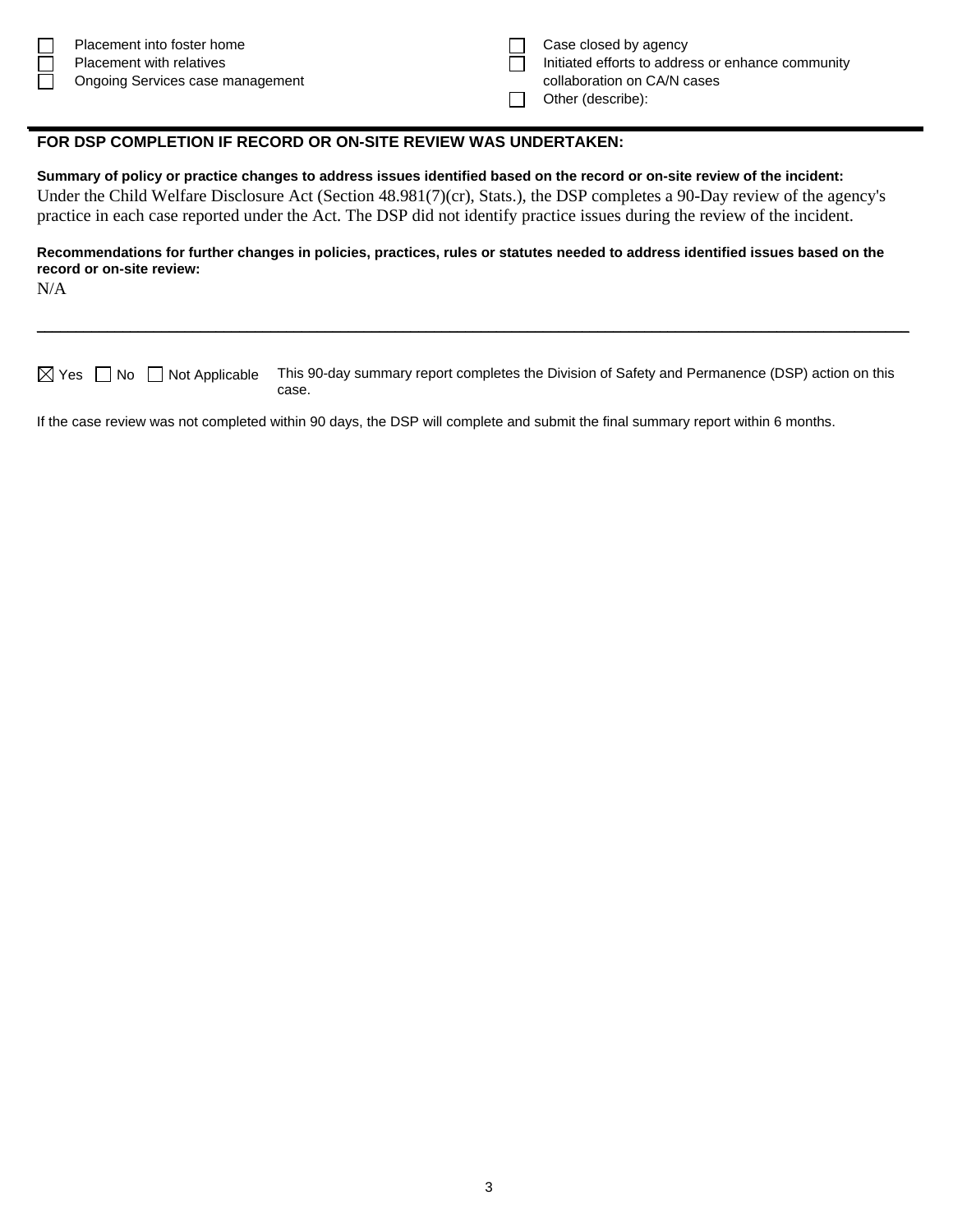- [ ] Placement into foster home
- [ ] Placement with relatives
- [ ] Ongoing Services case management
- [ ] Case closed by agency
- [ ] Initiated efforts to address or enhance community collaboration on CA/N cases
- [ ] Other (describe):

---

**FOR DSP COMPLETION IF RECORD OR ON-SITE REVIEW WAS UNDERTAKEN:**

**Summary of policy or practice changes to address issues identified based on the record or on-site review of the incident:**

Under the Child Welfare Disclosure Act (Section 48.981(7)(cr), Stats.), the DSP completes a 90-Day review of the agency's practice in each case reported under the Act. The DSP did not identify practice issues during the review of the incident.

**Recommendations for further changes in policies, practices, rules or statutes needed to address identified issues based on the record or on-site review:**

N/A

---

☒ Yes ☐ No ☐ Not Applicable   This 90-day summary report completes the Division of Safety and Permanence (DSP) action on this case.

If the case review was not completed within 90 days, the DSP will complete and submit the final summary report within 6 months.